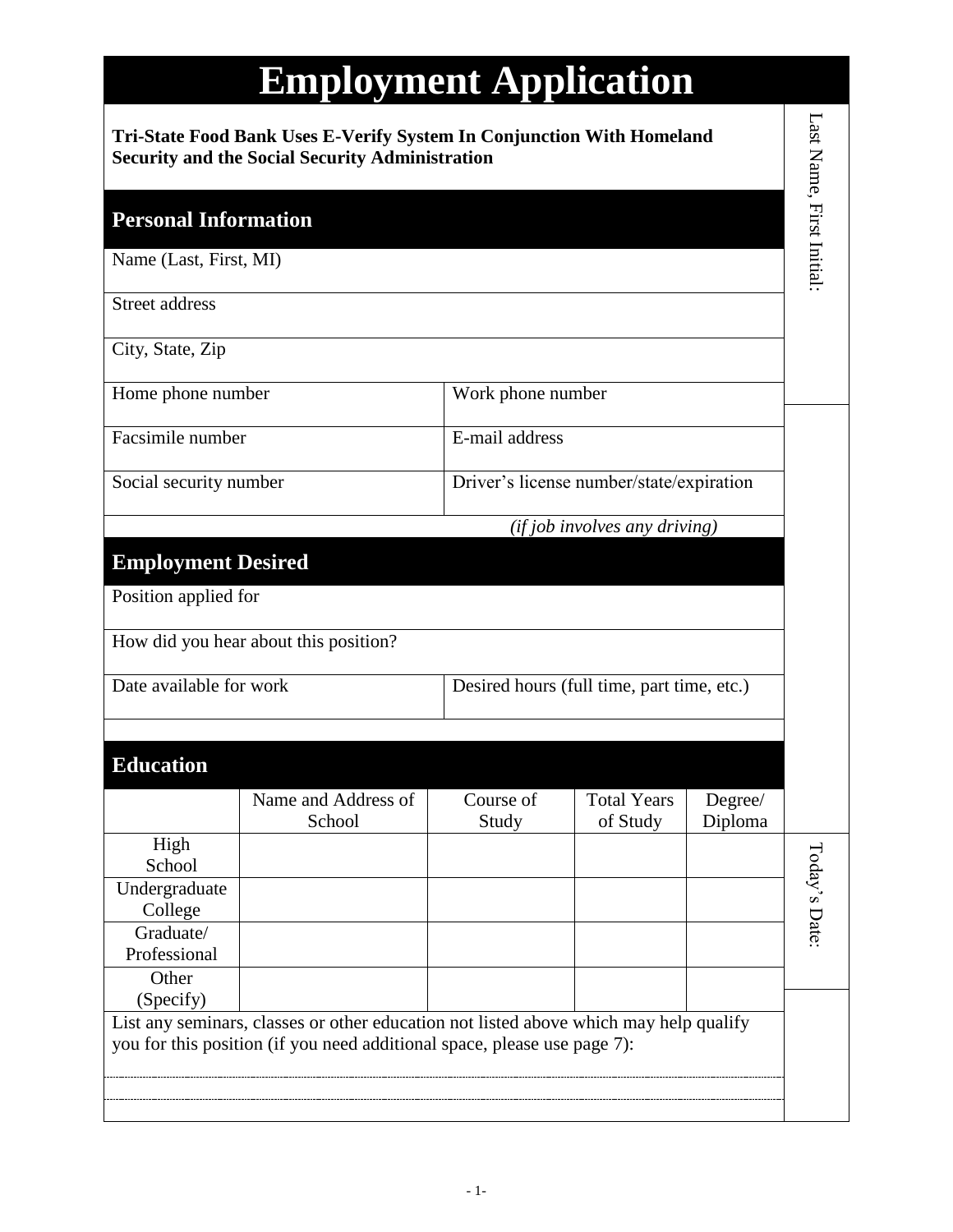# Employment Application

**Tri-State Food Bank Uses E-Verify System In Conjunction With Homeland Security and the Social Security Administration**

Last Name, First Initial:

## Personal Information

| Name (Last, First, MI) | |
|---|---|
| Street address | |
| City, State, Zip | |
| Home phone number | Work phone number |
| Facsimile number | E-mail address |
| Social security number | Driver's license number/state/expiration |
| | *(if job involves any driving)* |

## Employment Desired

| Position applied for | |
|---|---|
| How did you hear about this position? | |
| Date available for work | Desired hours (full time, part time, etc.) |

## Education

| | Name and Address of School | Course of Study | Total Years of Study | Degree/ Diploma |
|---|---|---|---|---|
| High School | | | | |
| Undergraduate College | | | | |
| Graduate/ Professional | | | | |
| Other (Specify) | | | | |

List any seminars, classes or other education not listed above which may help qualify you for this position (if you need additional space, please use page 7):

Today's Date: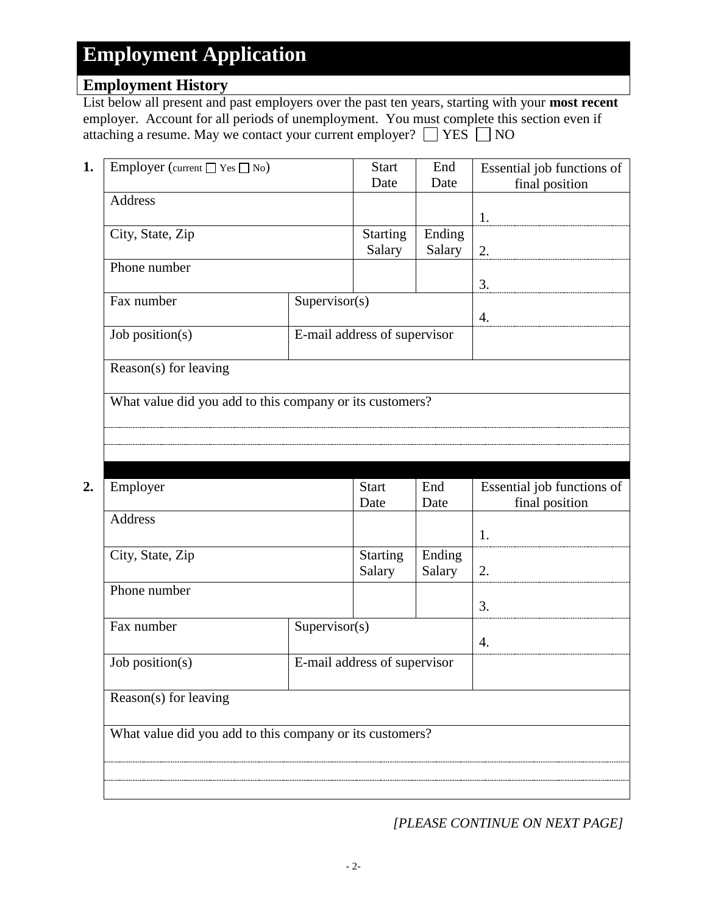# Employment Application

## Employment History

List below all present and past employers over the past ten years, starting with your **most recent** employer. Account for all periods of unemployment. You must complete this section even if attaching a resume. May we contact your current employer? ☐ YES ☐ NO

**1.**

| Employer (current ☐ Yes ☐ No) | | Start Date | End Date | Essential job functions of final position |
|---|---|---|---|---|
| Address | | | | 1. |
| City, State, Zip | | Starting Salary | Ending Salary | 2. |
| Phone number | | | | 3. |
| Fax number | Supervisor(s) | | | 4. |
| Job position(s) | E-mail address of supervisor | | | |
| Reason(s) for leaving | | | | |
| What value did you add to this company or its customers? | | | | |

**2.**

| Employer | | Start Date | End Date | Essential job functions of final position |
|---|---|---|---|---|
| Address | | | | 1. |
| City, State, Zip | | Starting Salary | Ending Salary | 2. |
| Phone number | | | | 3. |
| Fax number | Supervisor(s) | | | 4. |
| Job position(s) | E-mail address of supervisor | | | |
| Reason(s) for leaving | | | | |
| What value did you add to this company or its customers? | | | | |

*[PLEASE CONTINUE ON NEXT PAGE]*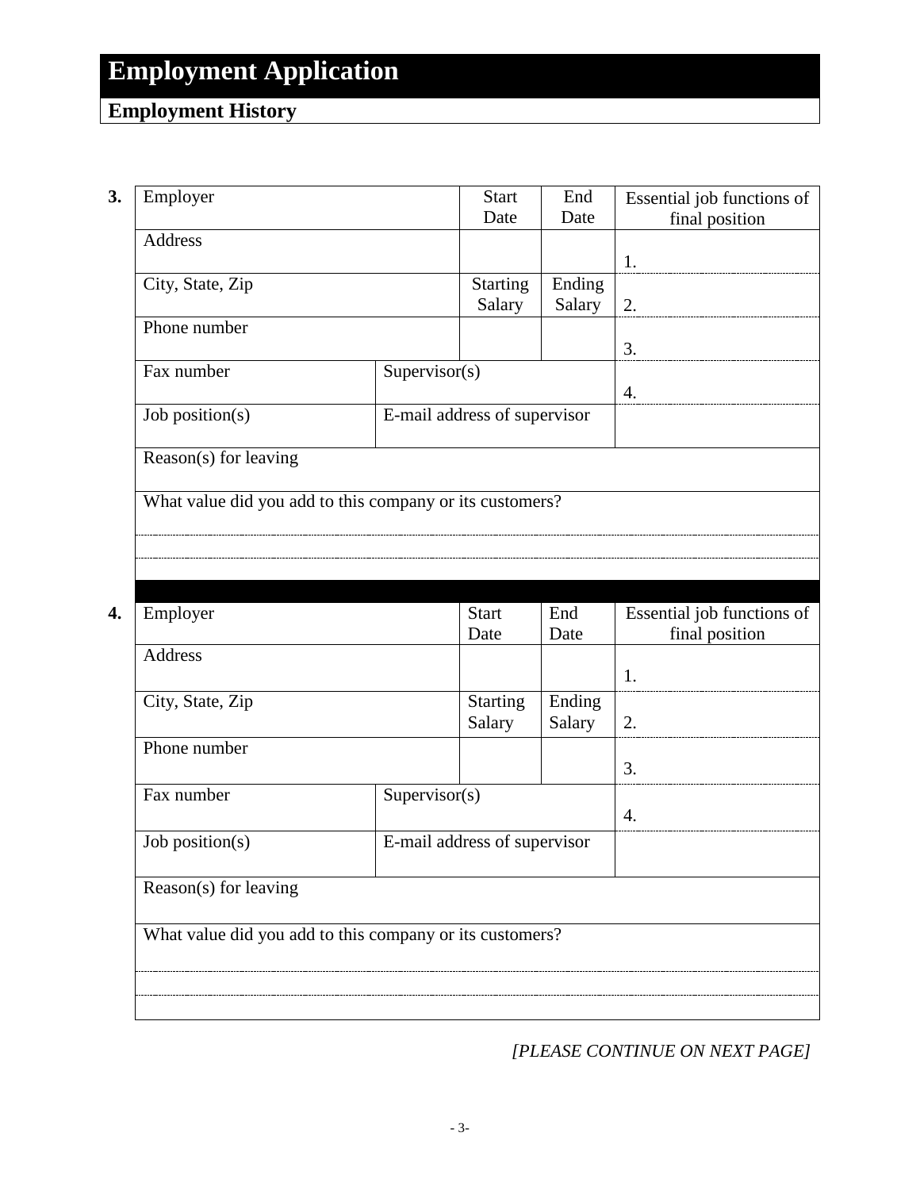# Employment Application

## Employment History

**3.**

| Employer | | Start Date | End Date | Essential job functions of final position |
|---|---|---|---|---|
| Address | | | | 1. |
| City, State, Zip | | Starting Salary | Ending Salary | 2. |
| Phone number | | | | 3. |
| Fax number | Supervisor(s) | | | 4. |
| Job position(s) | E-mail address of supervisor | | | |
| Reason(s) for leaving | | | | |
| What value did you add to this company or its customers? | | | | |
| | | | | |
| | | | | |

**4.**

| Employer | | Start Date | End Date | Essential job functions of final position |
|---|---|---|---|---|
| Address | | | | 1. |
| City, State, Zip | | Starting Salary | Ending Salary | 2. |
| Phone number | | | | 3. |
| Fax number | Supervisor(s) | | | 4. |
| Job position(s) | E-mail address of supervisor | | | |
| Reason(s) for leaving | | | | |
| What value did you add to this company or its customers? | | | | |
| | | | | |
| | | | | |

*[PLEASE CONTINUE ON NEXT PAGE]*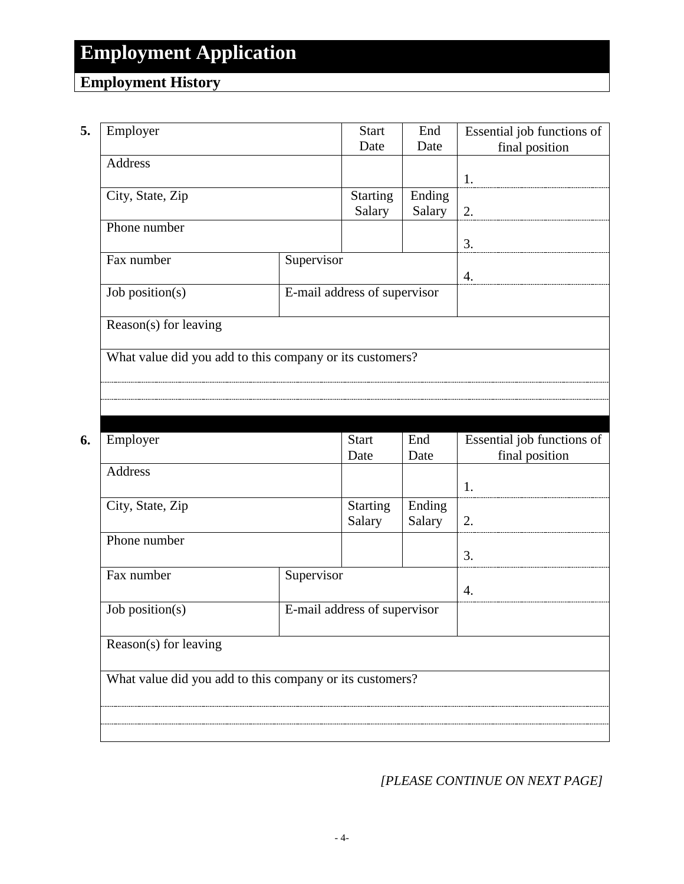# Employment Application

## Employment History

**5.**

| Employer | | Start Date | End Date | Essential job functions of final position |
|---|---|---|---|---|
| Address | | | | 1. |
| City, State, Zip | | Starting Salary | Ending Salary | 2. |
| Phone number | | | | 3. |
| Fax number | Supervisor | | | 4. |
| Job position(s) | E-mail address of supervisor | | | |
| Reason(s) for leaving | | | | |
| What value did you add to this company or its customers? | | | | |
| | | | | |
| | | | | |

**6.**

| Employer | | Start Date | End Date | Essential job functions of final position |
|---|---|---|---|---|
| Address | | | | 1. |
| City, State, Zip | | Starting Salary | Ending Salary | 2. |
| Phone number | | | | 3. |
| Fax number | Supervisor | | | 4. |
| Job position(s) | E-mail address of supervisor | | | |
| Reason(s) for leaving | | | | |
| What value did you add to this company or its customers? | | | | |
| | | | | |
| | | | | |

*[PLEASE CONTINUE ON NEXT PAGE]*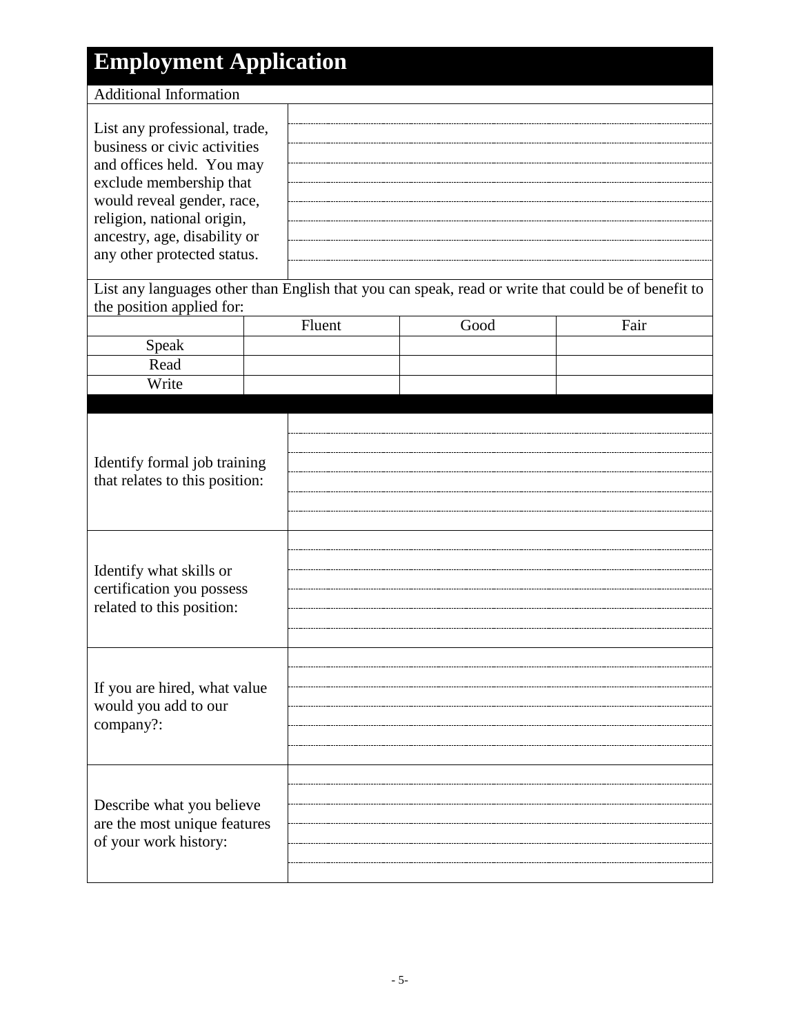# Employment Application

## Additional Information

| | |
|---|---|
| List any professional, trade, business or civic activities and offices held. You may exclude membership that would reveal gender, race, religion, national origin, ancestry, age, disability or any other protected status. | |

List any languages other than English that you can speak, read or write that could be of benefit to the position applied for:

| | Fluent | Good | Fair |
|---|---|---|---|
| Speak | | | |
| Read | | | |
| Write | | | |

| | |
|---|---|
| Identify formal job training that relates to this position: | |
| Identify what skills or certification you possess related to this position: | |
| If you are hired, what value would you add to our company?: | |
| Describe what you believe are the most unique features of your work history: | |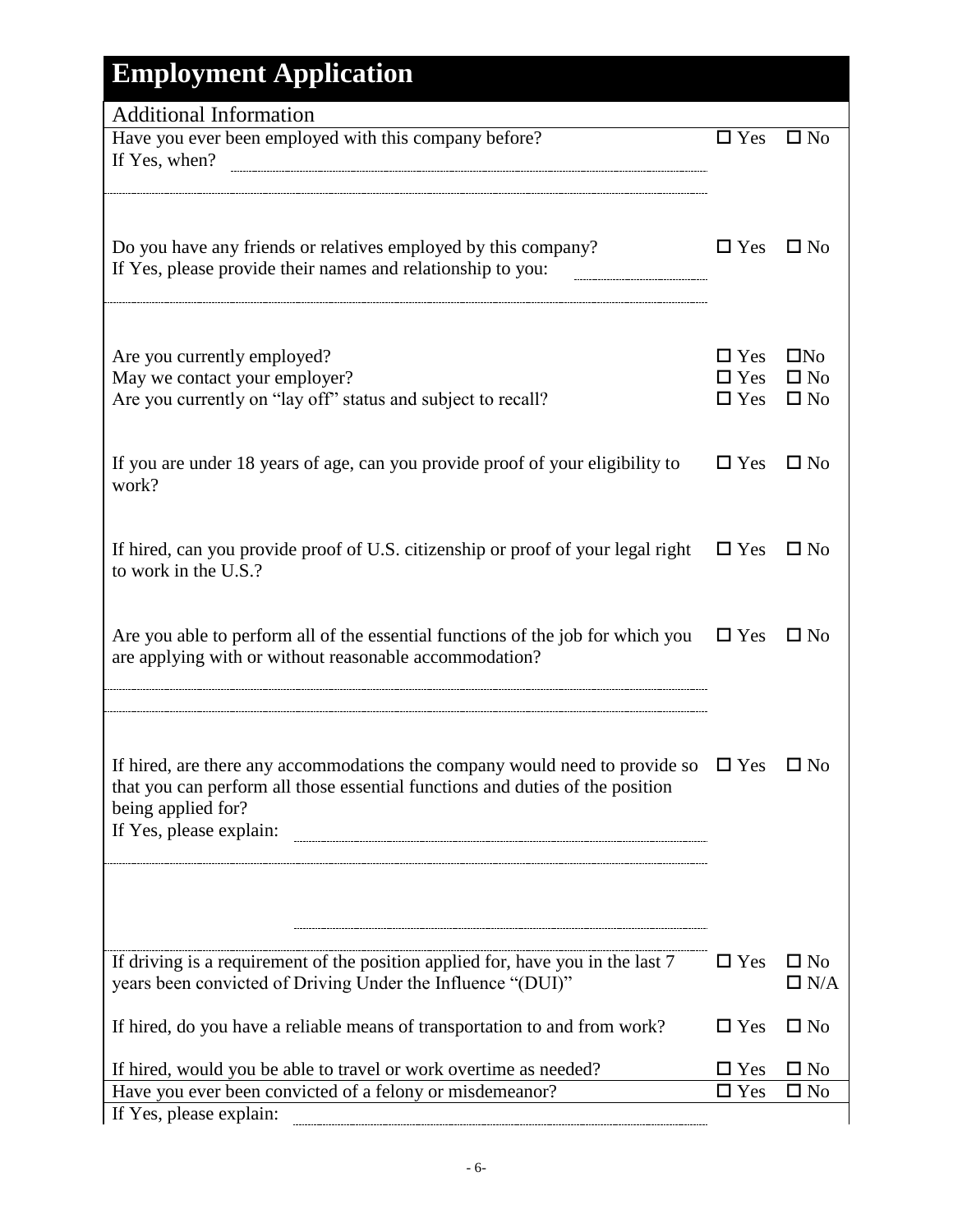# Employment Application

## Additional Information

Have you ever been employed with this company before? ☐ Yes ☐ No

If Yes, when? ______________________________

Do you have any friends or relatives employed by this company? ☐ Yes ☐ No

If Yes, please provide their names and relationship to you: ______________________________

Are you currently employed? ☐ Yes ☐No

May we contact your employer? ☐ Yes ☐ No

Are you currently on "lay off" status and subject to recall? ☐ Yes ☐ No

If you are under 18 years of age, can you provide proof of your eligibility to work? ☐ Yes ☐ No

If hired, can you provide proof of U.S. citizenship or proof of your legal right to work in the U.S.? ☐ Yes ☐ No

Are you able to perform all of the essential functions of the job for which you are applying with or without reasonable accommodation? ☐ Yes ☐ No

If hired, are there any accommodations the company would need to provide so that you can perform all those essential functions and duties of the position being applied for? ☐ Yes ☐ No

If Yes, please explain: ______________________________

If driving is a requirement of the position applied for, have you in the last 7 years been convicted of Driving Under the Influence "(DUI)" ☐ Yes ☐ No ☐ N/A

If hired, do you have a reliable means of transportation to and from work? ☐ Yes ☐ No

If hired, would you be able to travel or work overtime as needed? ☐ Yes ☐ No

Have you ever been convicted of a felony or misdemeanor? ☐ Yes ☐ No

If Yes, please explain: ______________________________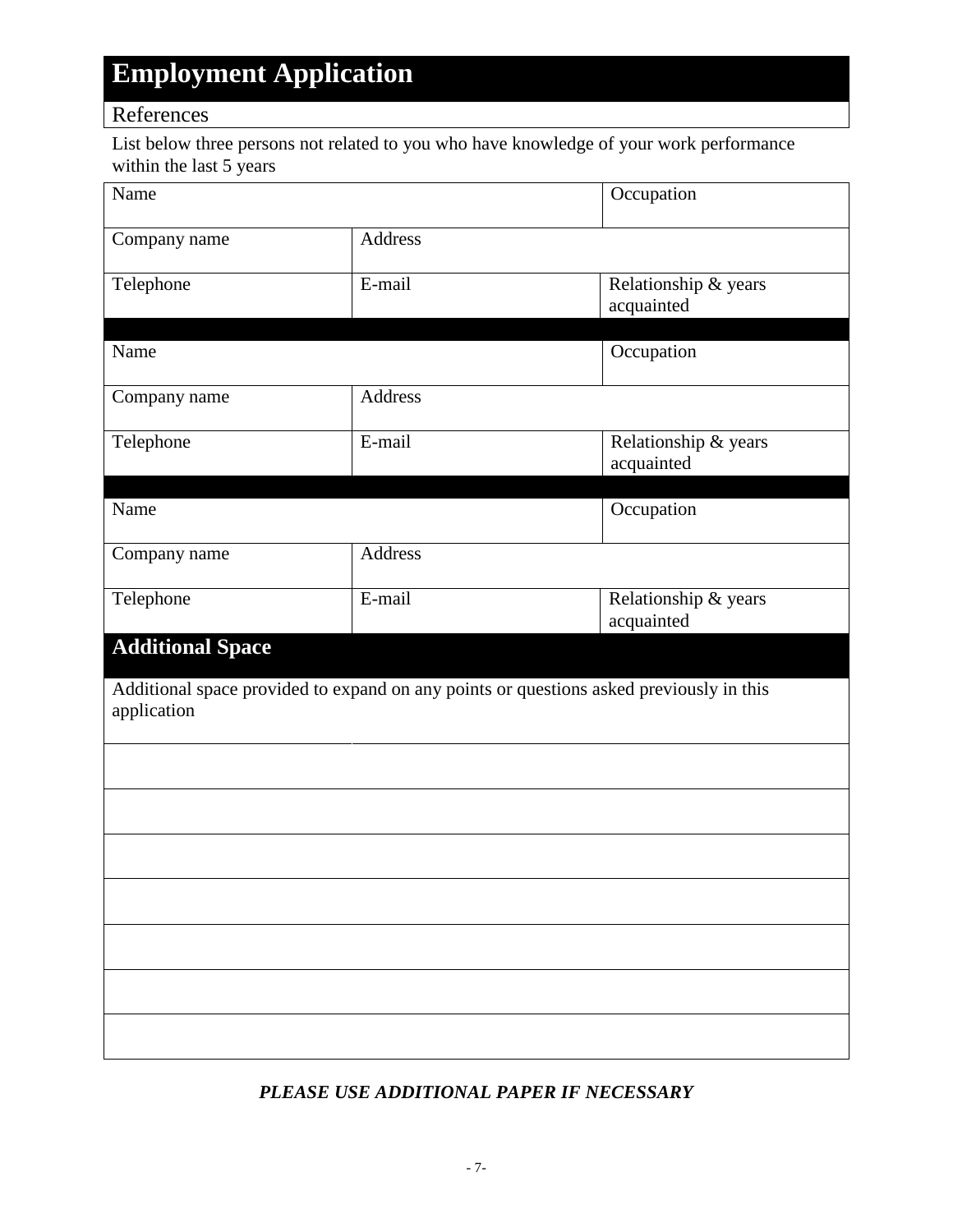# Employment Application

## References

List below three persons not related to you who have knowledge of your work performance within the last 5 years

| Name | | Occupation |
|---|---|---|
| Company name | Address | |
| Telephone | E-mail | Relationship & years acquainted |
| | | |
| Name | | Occupation |
| Company name | Address | |
| Telephone | E-mail | Relationship & years acquainted |
| | | |
| Name | | Occupation |
| Company name | Address | |
| Telephone | E-mail | Relationship & years acquainted |

## Additional Space

Additional space provided to expand on any points or questions asked previously in this application

| |
|---|
| |
| |
| |
| |
| |
| |
| |

***PLEASE USE ADDITIONAL PAPER IF NECESSARY***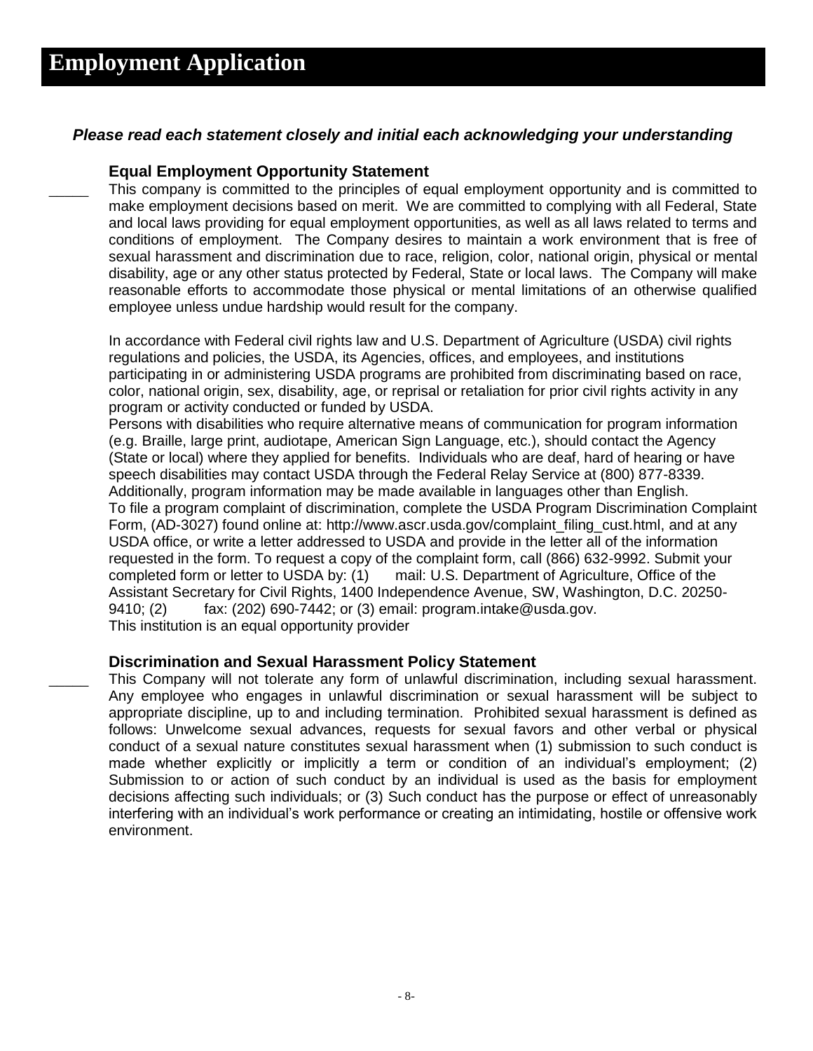# Employment Application

***Please read each statement closely and initial each acknowledging your understanding***

### Equal Employment Opportunity Statement

_____ This company is committed to the principles of equal employment opportunity and is committed to make employment decisions based on merit. We are committed to complying with all Federal, State and local laws providing for equal employment opportunities, as well as all laws related to terms and conditions of employment. The Company desires to maintain a work environment that is free of sexual harassment and discrimination due to race, religion, color, national origin, physical or mental disability, age or any other status protected by Federal, State or local laws. The Company will make reasonable efforts to accommodate those physical or mental limitations of an otherwise qualified employee unless undue hardship would result for the company.

In accordance with Federal civil rights law and U.S. Department of Agriculture (USDA) civil rights regulations and policies, the USDA, its Agencies, offices, and employees, and institutions participating in or administering USDA programs are prohibited from discriminating based on race, color, national origin, sex, disability, age, or reprisal or retaliation for prior civil rights activity in any program or activity conducted or funded by USDA.

Persons with disabilities who require alternative means of communication for program information (e.g. Braille, large print, audiotape, American Sign Language, etc.), should contact the Agency (State or local) where they applied for benefits. Individuals who are deaf, hard of hearing or have speech disabilities may contact USDA through the Federal Relay Service at (800) 877-8339. Additionally, program information may be made available in languages other than English.

To file a program complaint of discrimination, complete the USDA Program Discrimination Complaint Form, (AD-3027) found online at: http://www.ascr.usda.gov/complaint_filing_cust.html, and at any USDA office, or write a letter addressed to USDA and provide in the letter all of the information requested in the form. To request a copy of the complaint form, call (866) 632-9992. Submit your completed form or letter to USDA by: (1) mail: U.S. Department of Agriculture, Office of the Assistant Secretary for Civil Rights, 1400 Independence Avenue, SW, Washington, D.C. 20250-9410; (2) fax: (202) 690-7442; or (3) email: program.intake@usda.gov.

This institution is an equal opportunity provider

### Discrimination and Sexual Harassment Policy Statement

_____ This Company will not tolerate any form of unlawful discrimination, including sexual harassment. Any employee who engages in unlawful discrimination or sexual harassment will be subject to appropriate discipline, up to and including termination. Prohibited sexual harassment is defined as follows: Unwelcome sexual advances, requests for sexual favors and other verbal or physical conduct of a sexual nature constitutes sexual harassment when (1) submission to such conduct is made whether explicitly or implicitly a term or condition of an individual's employment; (2) Submission to or action of such conduct by an individual is used as the basis for employment decisions affecting such individuals; or (3) Such conduct has the purpose or effect of unreasonably interfering with an individual's work performance or creating an intimidating, hostile or offensive work environment.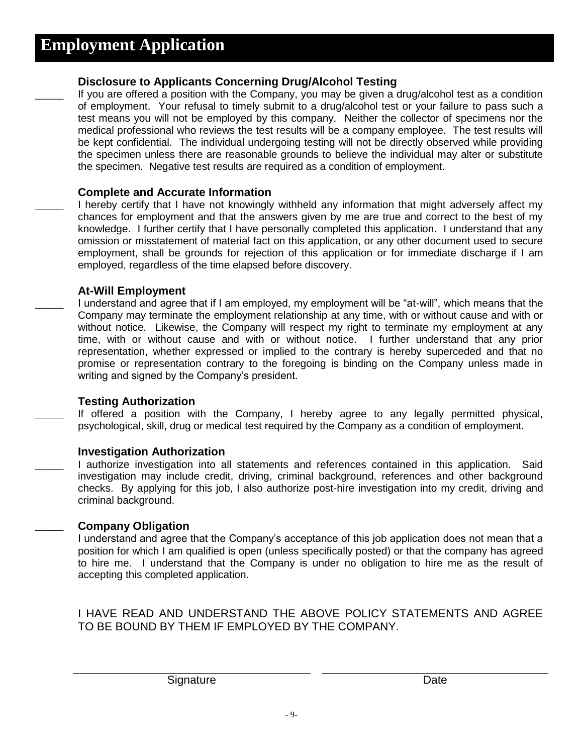# Employment Application

_____ **Disclosure to Applicants Concerning Drug/Alcohol Testing**

If you are offered a position with the Company, you may be given a drug/alcohol test as a condition of employment. Your refusal to timely submit to a drug/alcohol test or your failure to pass such a test means you will not be employed by this company. Neither the collector of specimens nor the medical professional who reviews the test results will be a company employee. The test results will be kept confidential. The individual undergoing testing will not be directly observed while providing the specimen unless there are reasonable grounds to believe the individual may alter or substitute the specimen. Negative test results are required as a condition of employment.

_____ **Complete and Accurate Information**

I hereby certify that I have not knowingly withheld any information that might adversely affect my chances for employment and that the answers given by me are true and correct to the best of my knowledge. I further certify that I have personally completed this application. I understand that any omission or misstatement of material fact on this application, or any other document used to secure employment, shall be grounds for rejection of this application or for immediate discharge if I am employed, regardless of the time elapsed before discovery.

_____ **At-Will Employment**

I understand and agree that if I am employed, my employment will be "at-will", which means that the Company may terminate the employment relationship at any time, with or without cause and with or without notice. Likewise, the Company will respect my right to terminate my employment at any time, with or without cause and with or without notice. I further understand that any prior representation, whether expressed or implied to the contrary is hereby superceded and that no promise or representation contrary to the foregoing is binding on the Company unless made in writing and signed by the Company's president.

_____ **Testing Authorization**

If offered a position with the Company, I hereby agree to any legally permitted physical, psychological, skill, drug or medical test required by the Company as a condition of employment.

_____ **Investigation Authorization**

I authorize investigation into all statements and references contained in this application. Said investigation may include credit, driving, criminal background, references and other background checks. By applying for this job, I also authorize post-hire investigation into my credit, driving and criminal background.

_____ **Company Obligation**

I understand and agree that the Company's acceptance of this job application does not mean that a position for which I am qualified is open (unless specifically posted) or that the company has agreed to hire me. I understand that the Company is under no obligation to hire me as the result of accepting this completed application.

I HAVE READ AND UNDERSTAND THE ABOVE POLICY STATEMENTS AND AGREE TO BE BOUND BY THEM IF EMPLOYED BY THE COMPANY.

| | |
|---|---|
| ______________________________ | ______________________________ |
| Signature | Date |